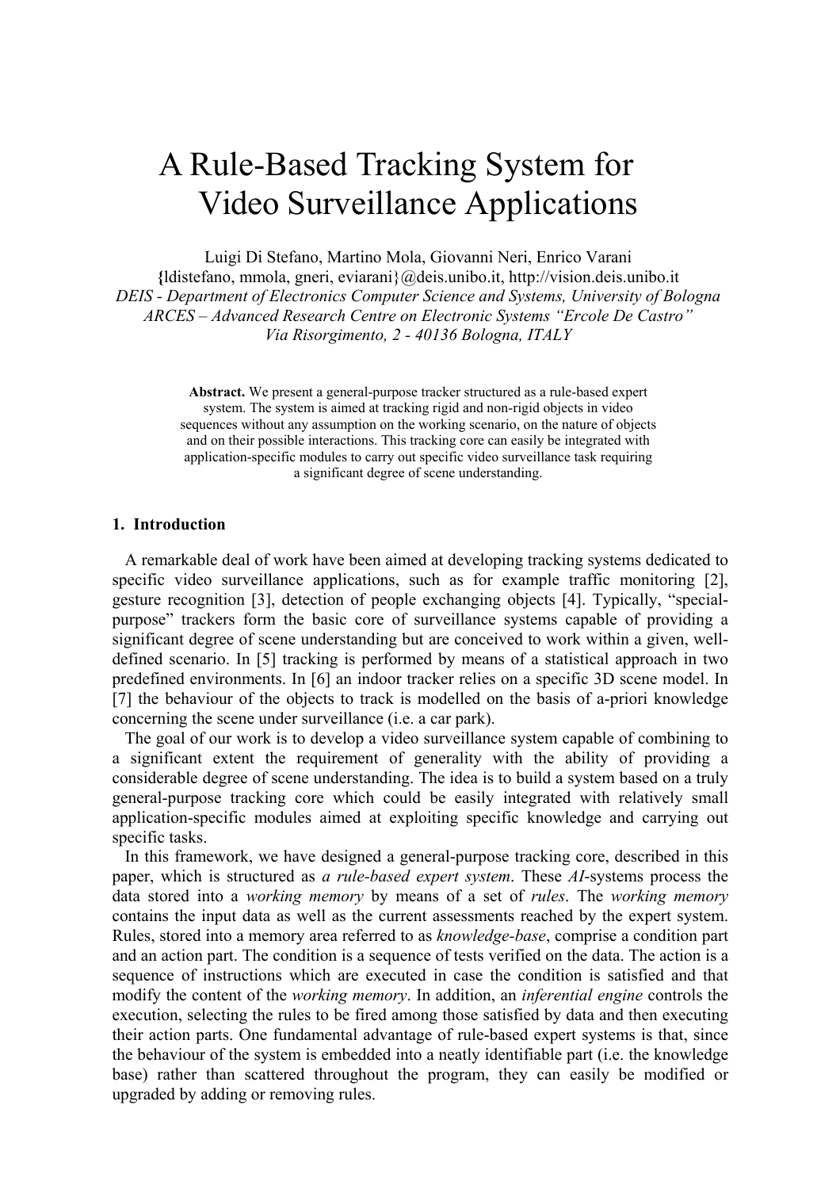# A Rule-Based Tracking System for Video Surveillance Applications

Luigi Di Stefano, Martino Mola, Giovanni Neri, Enrico Varani
{ldistefano, mmola, gneri, eviarani}@deis.unibo.it, http://vision.deis.unibo.it
*DEIS - Department of Electronics Computer Science and Systems, University of Bologna*
*ARCES – Advanced Research Centre on Electronic Systems "Ercole De Castro"*
*Via Risorgimento, 2 - 40136 Bologna, ITALY*

**Abstract.** We present a general-purpose tracker structured as a rule-based expert system. The system is aimed at tracking rigid and non-rigid objects in video sequences without any assumption on the working scenario, on the nature of objects and on their possible interactions. This tracking core can easily be integrated with application-specific modules to carry out specific video surveillance task requiring a significant degree of scene understanding.

## 1. Introduction

A remarkable deal of work have been aimed at developing tracking systems dedicated to specific video surveillance applications, such as for example traffic monitoring [2], gesture recognition [3], detection of people exchanging objects [4]. Typically, "special-purpose" trackers form the basic core of surveillance systems capable of providing a significant degree of scene understanding but are conceived to work within a given, well-defined scenario. In [5] tracking is performed by means of a statistical approach in two predefined environments. In [6] an indoor tracker relies on a specific 3D scene model. In [7] the behaviour of the objects to track is modelled on the basis of a-priori knowledge concerning the scene under surveillance (i.e. a car park).

The goal of our work is to develop a video surveillance system capable of combining to a significant extent the requirement of generality with the ability of providing a considerable degree of scene understanding. The idea is to build a system based on a truly general-purpose tracking core which could be easily integrated with relatively small application-specific modules aimed at exploiting specific knowledge and carrying out specific tasks.

In this framework, we have designed a general-purpose tracking core, described in this paper, which is structured as *a rule-based expert system*. These *AI*-systems process the data stored into a *working memory* by means of a set of *rules*. The *working memory* contains the input data as well as the current assessments reached by the expert system. Rules, stored into a memory area referred to as *knowledge-base*, comprise a condition part and an action part. The condition is a sequence of tests verified on the data. The action is a sequence of instructions which are executed in case the condition is satisfied and that modify the content of the *working memory*. In addition, an *inferential engine* controls the execution, selecting the rules to be fired among those satisfied by data and then executing their action parts. One fundamental advantage of rule-based expert systems is that, since the behaviour of the system is embedded into a neatly identifiable part (i.e. the knowledge base) rather than scattered throughout the program, they can easily be modified or upgraded by adding or removing rules.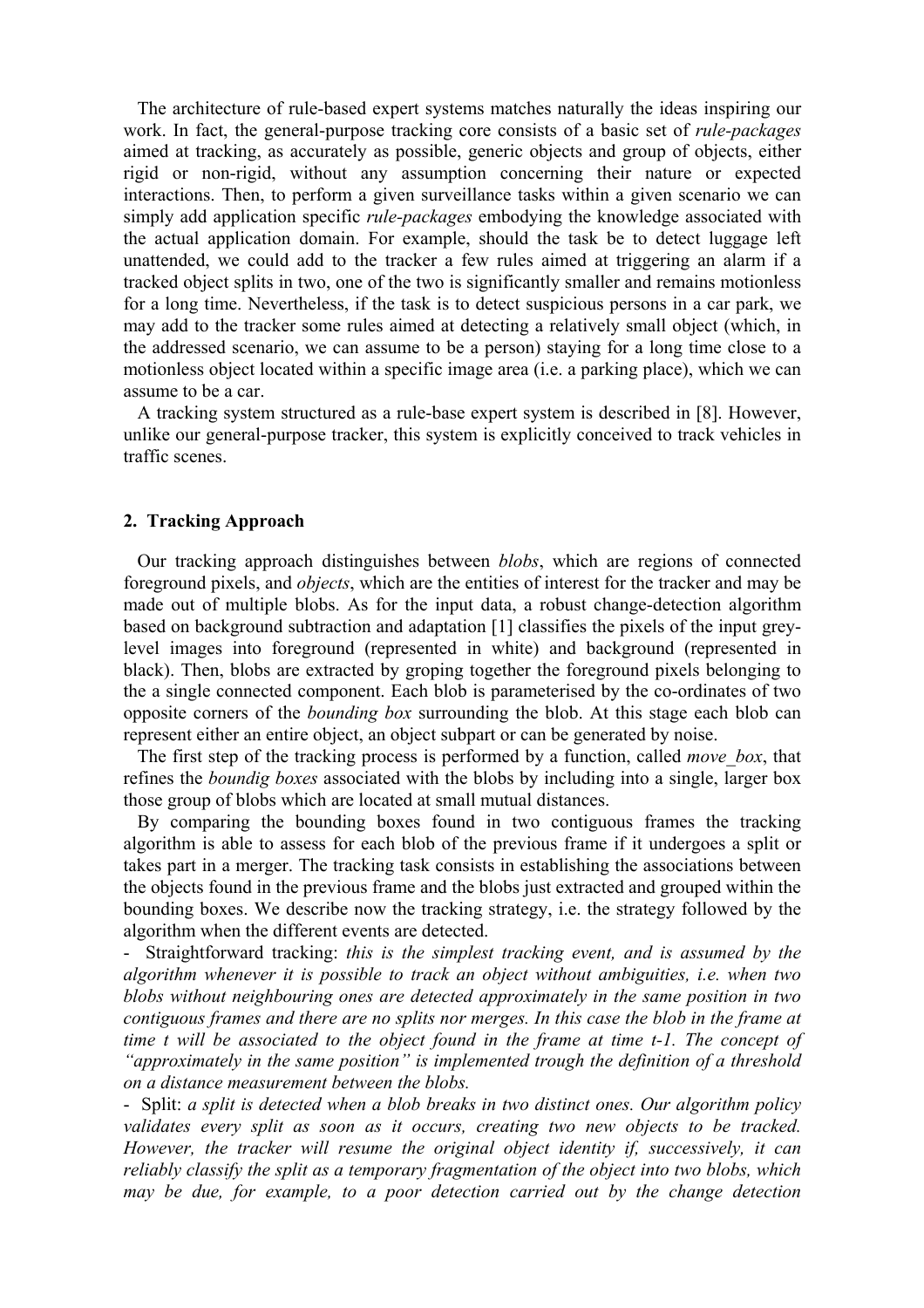The architecture of rule-based expert systems matches naturally the ideas inspiring our work. In fact, the general-purpose tracking core consists of a basic set of *rule-packages* aimed at tracking, as accurately as possible, generic objects and group of objects, either rigid or non-rigid, without any assumption concerning their nature or expected interactions. Then, to perform a given surveillance tasks within a given scenario we can simply add application specific *rule-packages* embodying the knowledge associated with the actual application domain. For example, should the task be to detect luggage left unattended, we could add to the tracker a few rules aimed at triggering an alarm if a tracked object splits in two, one of the two is significantly smaller and remains motionless for a long time. Nevertheless, if the task is to detect suspicious persons in a car park, we may add to the tracker some rules aimed at detecting a relatively small object (which, in the addressed scenario, we can assume to be a person) staying for a long time close to a motionless object located within a specific image area (i.e. a parking place), which we can assume to be a car.

A tracking system structured as a rule-base expert system is described in [8]. However, unlike our general-purpose tracker, this system is explicitly conceived to track vehicles in traffic scenes.

## 2. Tracking Approach

Our tracking approach distinguishes between *blobs*, which are regions of connected foreground pixels, and *objects*, which are the entities of interest for the tracker and may be made out of multiple blobs. As for the input data, a robust change-detection algorithm based on background subtraction and adaptation [1] classifies the pixels of the input grey-level images into foreground (represented in white) and background (represented in black). Then, blobs are extracted by groping together the foreground pixels belonging to the a single connected component. Each blob is parameterised by the co-ordinates of two opposite corners of the *bounding box* surrounding the blob. At this stage each blob can represent either an entire object, an object subpart or can be generated by noise.

The first step of the tracking process is performed by a function, called *move_box*, that refines the *boundig boxes* associated with the blobs by including into a single, larger box those group of blobs which are located at small mutual distances.

By comparing the bounding boxes found in two contiguous frames the tracking algorithm is able to assess for each blob of the previous frame if it undergoes a split or takes part in a merger. The tracking task consists in establishing the associations between the objects found in the previous frame and the blobs just extracted and grouped within the bounding boxes. We describe now the tracking strategy, i.e. the strategy followed by the algorithm when the different events are detected.

- Straightforward tracking: *this is the simplest tracking event, and is assumed by the algorithm whenever it is possible to track an object without ambiguities, i.e. when two blobs without neighbouring ones are detected approximately in the same position in two contiguous frames and there are no splits nor merges. In this case the blob in the frame at time t will be associated to the object found in the frame at time t-1. The concept of "approximately in the same position" is implemented trough the definition of a threshold on a distance measurement between the blobs.*
- Split: *a split is detected when a blob breaks in two distinct ones. Our algorithm policy validates every split as soon as it occurs, creating two new objects to be tracked. However, the tracker will resume the original object identity if, successively, it can reliably classify the split as a temporary fragmentation of the object into two blobs, which may be due, for example, to a poor detection carried out by the change detection*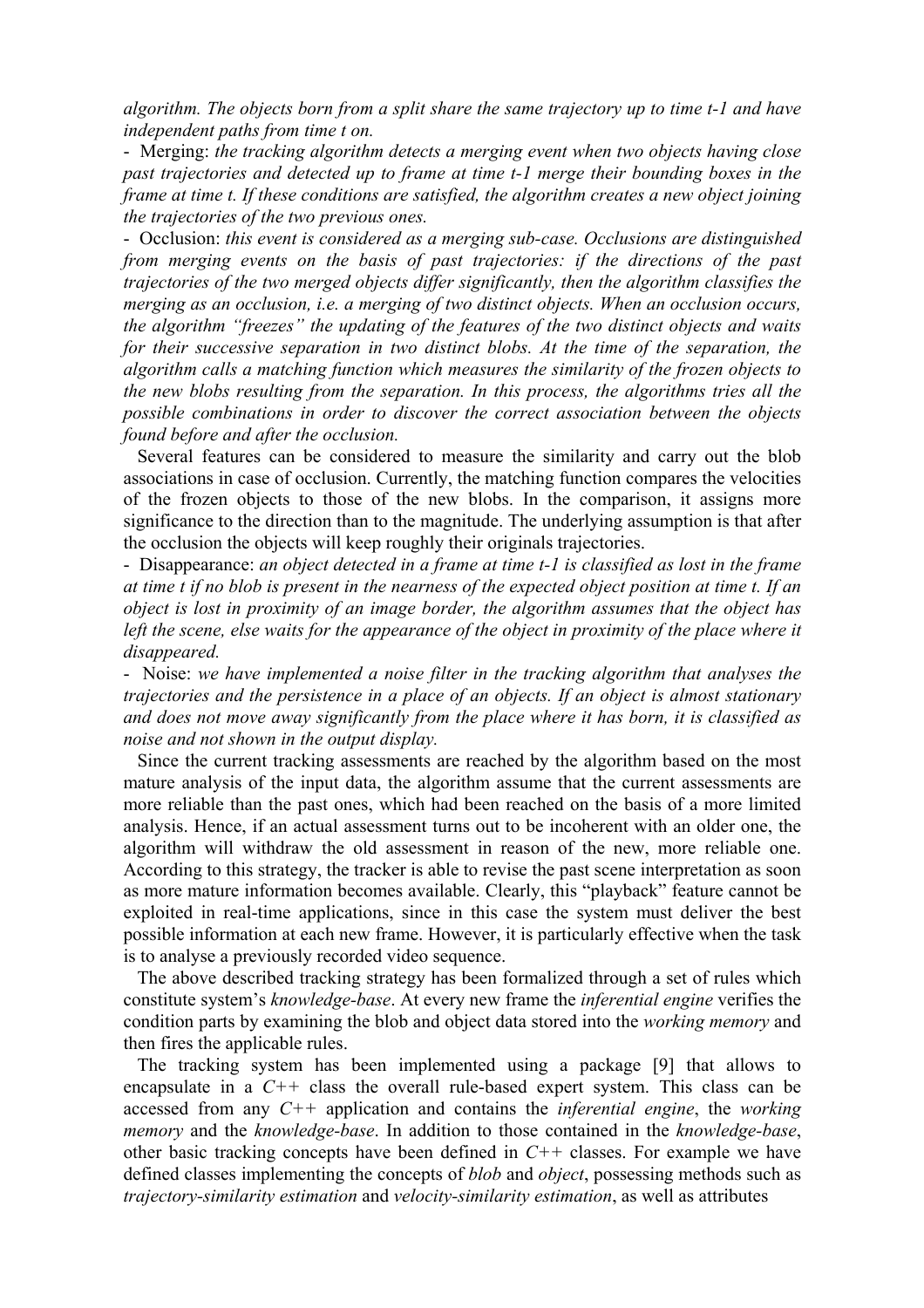*algorithm. The objects born from a split share the same trajectory up to time t-1 and have independent paths from time t on.*

- Merging: *the tracking algorithm detects a merging event when two objects having close past trajectories and detected up to frame at time t-1 merge their bounding boxes in the frame at time t. If these conditions are satisfied, the algorithm creates a new object joining the trajectories of the two previous ones.*

- Occlusion: *this event is considered as a merging sub-case. Occlusions are distinguished from merging events on the basis of past trajectories: if the directions of the past trajectories of the two merged objects differ significantly, then the algorithm classifies the merging as an occlusion, i.e. a merging of two distinct objects. When an occlusion occurs, the algorithm "freezes" the updating of the features of the two distinct objects and waits for their successive separation in two distinct blobs. At the time of the separation, the algorithm calls a matching function which measures the similarity of the frozen objects to the new blobs resulting from the separation. In this process, the algorithms tries all the possible combinations in order to discover the correct association between the objects found before and after the occlusion.*

Several features can be considered to measure the similarity and carry out the blob associations in case of occlusion. Currently, the matching function compares the velocities of the frozen objects to those of the new blobs. In the comparison, it assigns more significance to the direction than to the magnitude. The underlying assumption is that after the occlusion the objects will keep roughly their originals trajectories.

- Disappearance: *an object detected in a frame at time t-1 is classified as lost in the frame at time t if no blob is present in the nearness of the expected object position at time t. If an object is lost in proximity of an image border, the algorithm assumes that the object has left the scene, else waits for the appearance of the object in proximity of the place where it disappeared.*

- Noise: *we have implemented a noise filter in the tracking algorithm that analyses the trajectories and the persistence in a place of an objects. If an object is almost stationary and does not move away significantly from the place where it has born, it is classified as noise and not shown in the output display.*

Since the current tracking assessments are reached by the algorithm based on the most mature analysis of the input data, the algorithm assume that the current assessments are more reliable than the past ones, which had been reached on the basis of a more limited analysis. Hence, if an actual assessment turns out to be incoherent with an older one, the algorithm will withdraw the old assessment in reason of the new, more reliable one. According to this strategy, the tracker is able to revise the past scene interpretation as soon as more mature information becomes available. Clearly, this "playback" feature cannot be exploited in real-time applications, since in this case the system must deliver the best possible information at each new frame. However, it is particularly effective when the task is to analyse a previously recorded video sequence.

The above described tracking strategy has been formalized through a set of rules which constitute system's *knowledge-base*. At every new frame the *inferential engine* verifies the condition parts by examining the blob and object data stored into the *working memory* and then fires the applicable rules.

The tracking system has been implemented using a package [9] that allows to encapsulate in a *C++* class the overall rule-based expert system. This class can be accessed from any *C++* application and contains the *inferential engine*, the *working memory* and the *knowledge-base*. In addition to those contained in the *knowledge-base*, other basic tracking concepts have been defined in *C++* classes. For example we have defined classes implementing the concepts of *blob* and *object*, possessing methods such as *trajectory-similarity estimation* and *velocity-similarity estimation*, as well as attributes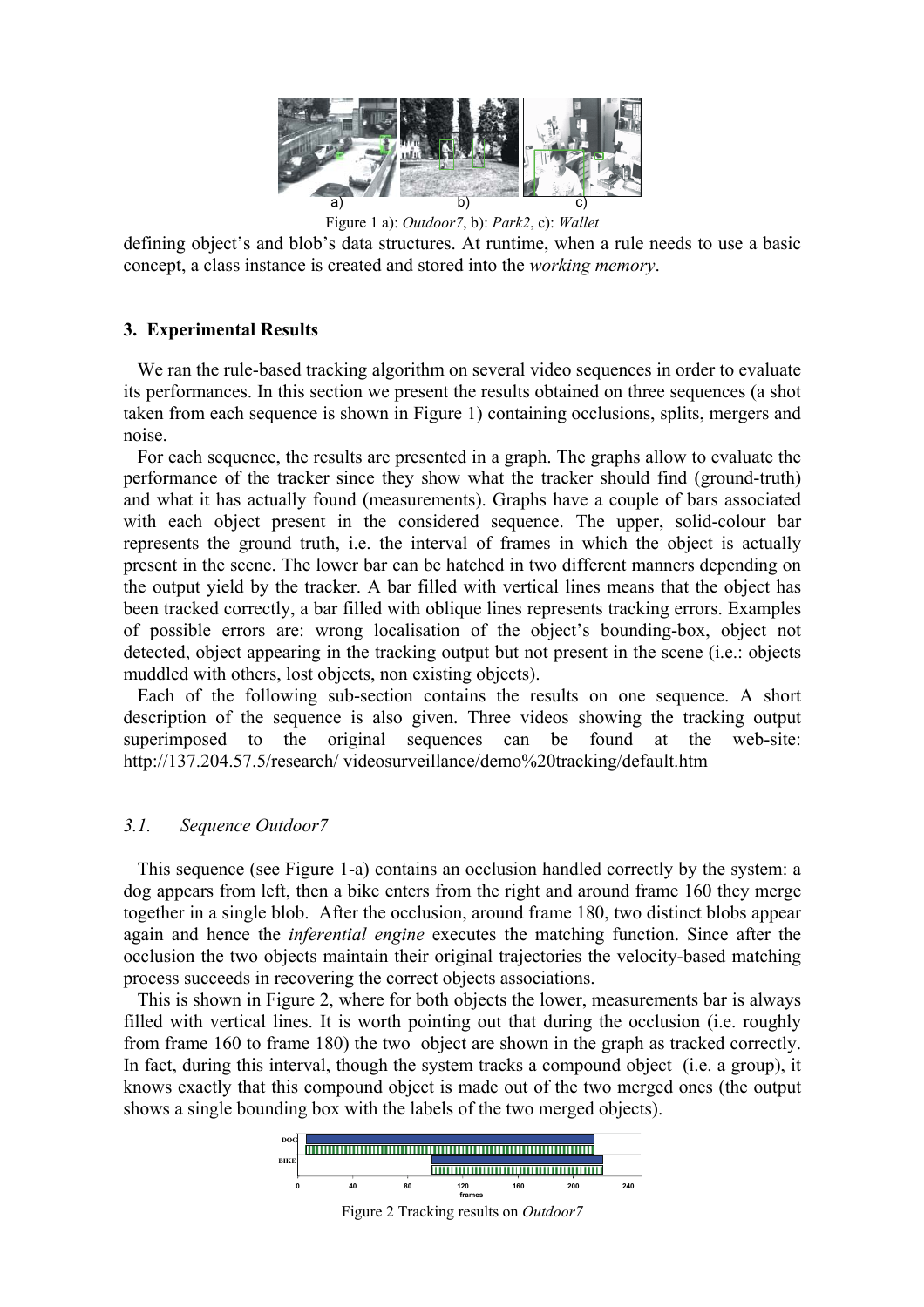Figure 1 a): *Outdoor7*, b): *Park2*, c): *Wallet*

defining object's and blob's data structures. At runtime, when a rule needs to use a basic concept, a class instance is created and stored into the *working memory*.

## 3. Experimental Results

We ran the rule-based tracking algorithm on several video sequences in order to evaluate its performances. In this section we present the results obtained on three sequences (a shot taken from each sequence is shown in Figure 1) containing occlusions, splits, mergers and noise.

For each sequence, the results are presented in a graph. The graphs allow to evaluate the performance of the tracker since they show what the tracker should find (ground-truth) and what it has actually found (measurements). Graphs have a couple of bars associated with each object present in the considered sequence. The upper, solid-colour bar represents the ground truth, i.e. the interval of frames in which the object is actually present in the scene. The lower bar can be hatched in two different manners depending on the output yield by the tracker. A bar filled with vertical lines means that the object has been tracked correctly, a bar filled with oblique lines represents tracking errors. Examples of possible errors are: wrong localisation of the object's bounding-box, object not detected, object appearing in the tracking output but not present in the scene (i.e.: objects muddled with others, lost objects, non existing objects).

Each of the following sub-section contains the results on one sequence. A short description of the sequence is also given. Three videos showing the tracking output superimposed to the original sequences can be found at the web-site: http://137.204.57.5/research/ videosurveillance/demo%20tracking/default.htm

### *3.1. Sequence Outdoor7*

This sequence (see Figure 1-a) contains an occlusion handled correctly by the system: a dog appears from left, then a bike enters from the right and around frame 160 they merge together in a single blob. After the occlusion, around frame 180, two distinct blobs appear again and hence the *inferential engine* executes the matching function. Since after the occlusion the two objects maintain their original trajectories the velocity-based matching process succeeds in recovering the correct objects associations.

This is shown in Figure 2, where for both objects the lower, measurements bar is always filled with vertical lines. It is worth pointing out that during the occlusion (i.e. roughly from frame 160 to frame 180) the two object are shown in the graph as tracked correctly. In fact, during this interval, though the system tracks a compound object (i.e. a group), it knows exactly that this compound object is made out of the two merged ones (the output shows a single bounding box with the labels of the two merged objects).

Figure 2 Tracking results on *Outdoor7*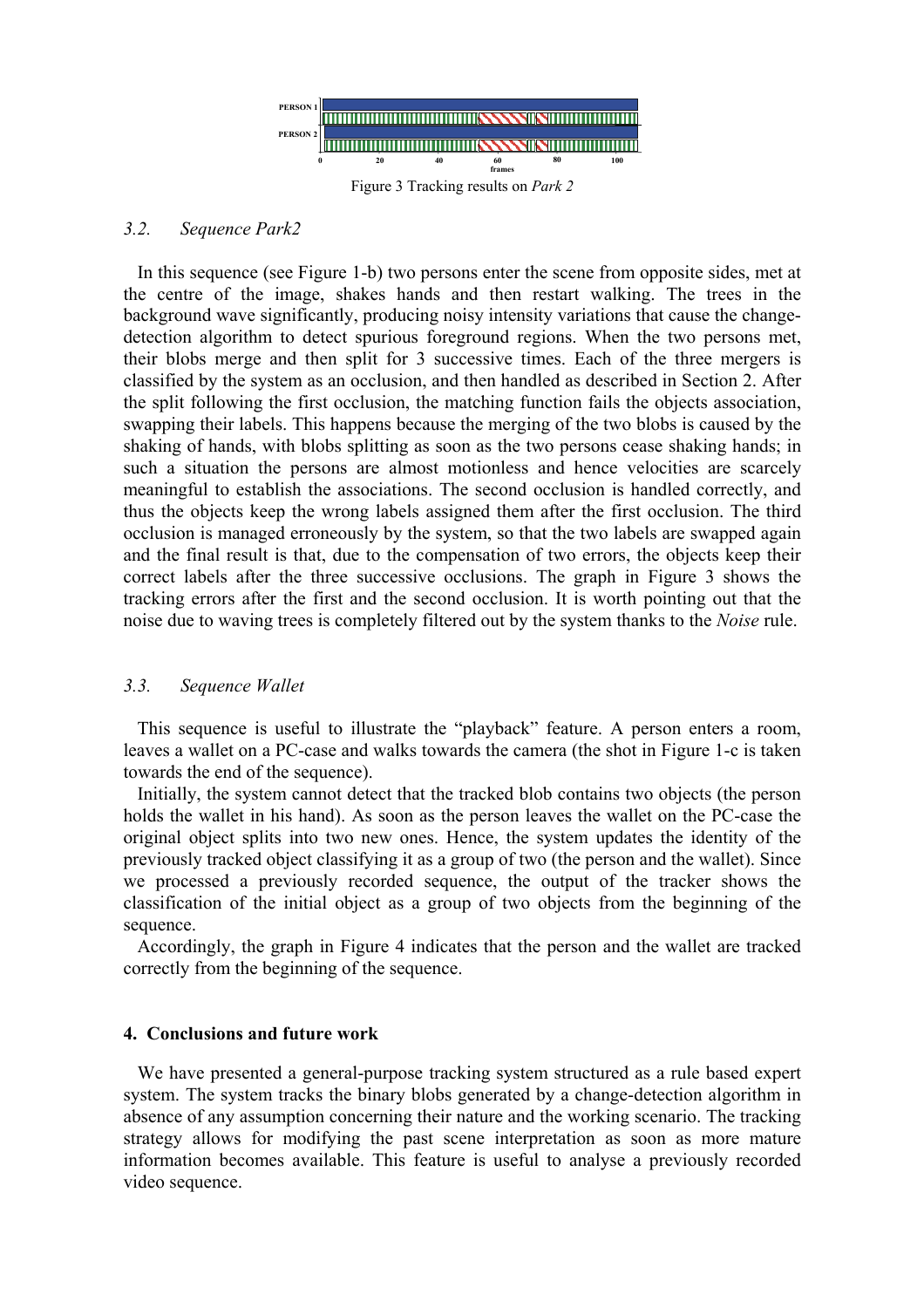Figure 3 Tracking results on *Park 2*

### 3.2. Sequence Park2

In this sequence (see Figure 1-b) two persons enter the scene from opposite sides, met at the centre of the image, shakes hands and then restart walking. The trees in the background wave significantly, producing noisy intensity variations that cause the change-detection algorithm to detect spurious foreground regions. When the two persons met, their blobs merge and then split for 3 successive times. Each of the three mergers is classified by the system as an occlusion, and then handled as described in Section 2. After the split following the first occlusion, the matching function fails the objects association, swapping their labels. This happens because the merging of the two blobs is caused by the shaking of hands, with blobs splitting as soon as the two persons cease shaking hands; in such a situation the persons are almost motionless and hence velocities are scarcely meaningful to establish the associations. The second occlusion is handled correctly, and thus the objects keep the wrong labels assigned them after the first occlusion. The third occlusion is managed erroneously by the system, so that the two labels are swapped again and the final result is that, due to the compensation of two errors, the objects keep their correct labels after the three successive occlusions. The graph in Figure 3 shows the tracking errors after the first and the second occlusion. It is worth pointing out that the noise due to waving trees is completely filtered out by the system thanks to the *Noise* rule.

### 3.3. Sequence Wallet

This sequence is useful to illustrate the "playback" feature. A person enters a room, leaves a wallet on a PC-case and walks towards the camera (the shot in Figure 1-c is taken towards the end of the sequence).

Initially, the system cannot detect that the tracked blob contains two objects (the person holds the wallet in his hand). As soon as the person leaves the wallet on the PC-case the original object splits into two new ones. Hence, the system updates the identity of the previously tracked object classifying it as a group of two (the person and the wallet). Since we processed a previously recorded sequence, the output of the tracker shows the classification of the initial object as a group of two objects from the beginning of the sequence.

Accordingly, the graph in Figure 4 indicates that the person and the wallet are tracked correctly from the beginning of the sequence.

## 4. Conclusions and future work

We have presented a general-purpose tracking system structured as a rule based expert system. The system tracks the binary blobs generated by a change-detection algorithm in absence of any assumption concerning their nature and the working scenario. The tracking strategy allows for modifying the past scene interpretation as soon as more mature information becomes available. This feature is useful to analyse a previously recorded video sequence.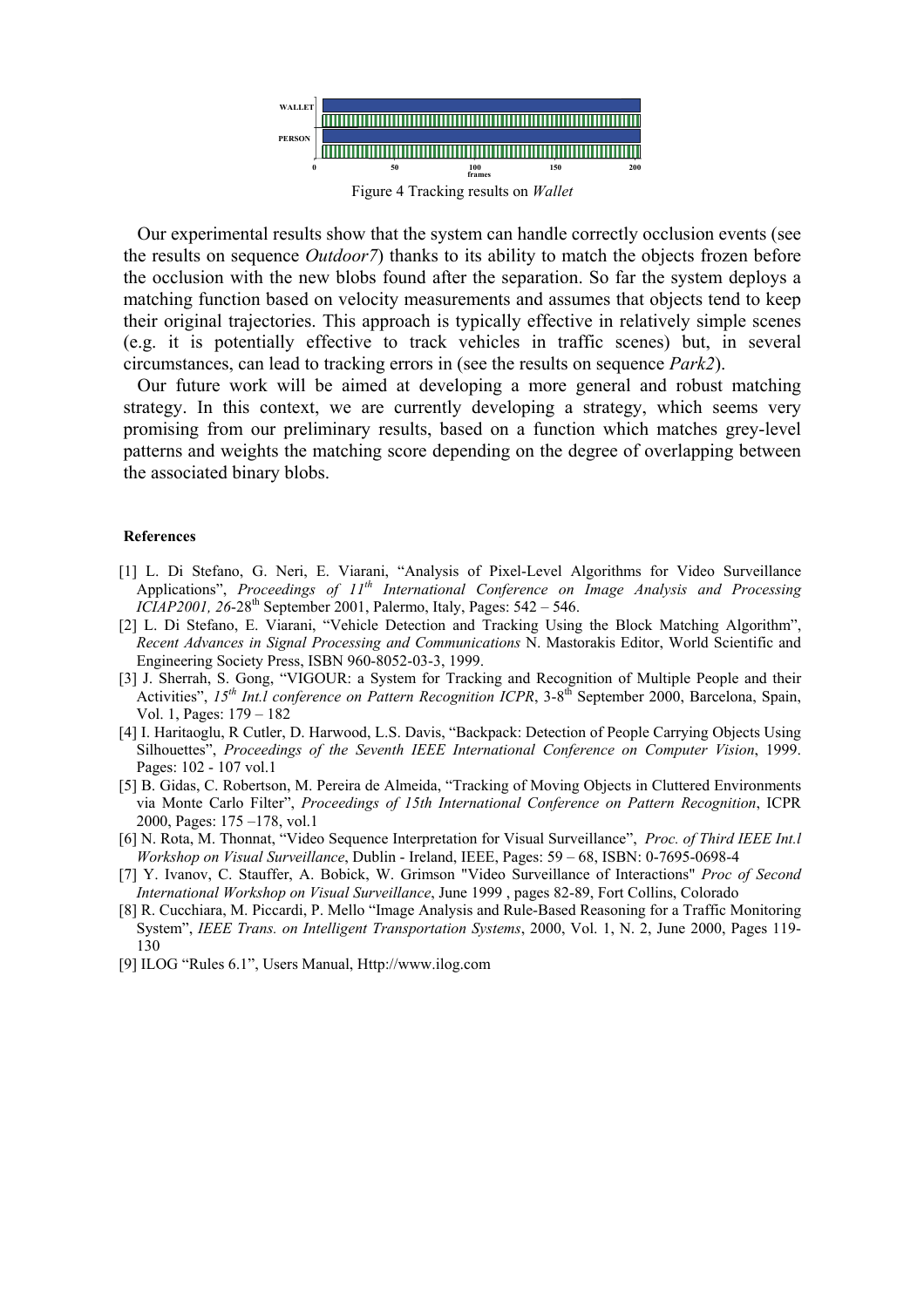WALLET

PERSON

0 50 100 150 200

frames

Figure 4 Tracking results on *Wallet*

Our experimental results show that the system can handle correctly occlusion events (see the results on sequence *Outdoor7*) thanks to its ability to match the objects frozen before the occlusion with the new blobs found after the separation. So far the system deploys a matching function based on velocity measurements and assumes that objects tend to keep their original trajectories. This approach is typically effective in relatively simple scenes (e.g. it is potentially effective to track vehicles in traffic scenes) but, in several circumstances, can lead to tracking errors in (see the results on sequence *Park2*).

Our future work will be aimed at developing a more general and robust matching strategy. In this context, we are currently developing a strategy, which seems very promising from our preliminary results, based on a function which matches grey-level patterns and weights the matching score depending on the degree of overlapping between the associated binary blobs.

**References**

[1] L. Di Stefano, G. Neri, E. Viarani, "Analysis of Pixel-Level Algorithms for Video Surveillance Applications", *Proceedings of 11th International Conference on Image Analysis and Processing ICIAP2001, 26*-28th September 2001, Palermo, Italy, Pages: 542 – 546.

[2] L. Di Stefano, E. Viarani, "Vehicle Detection and Tracking Using the Block Matching Algorithm", *Recent Advances in Signal Processing and Communications* N. Mastorakis Editor, World Scientific and Engineering Society Press, ISBN 960-8052-03-3, 1999.

[3] J. Sherrah, S. Gong, "VIGOUR: a System for Tracking and Recognition of Multiple People and their Activities", *15th Int.l conference on Pattern Recognition ICPR*, 3-8th September 2000, Barcelona, Spain, Vol. 1, Pages: 179 – 182

[4] I. Haritaoglu, R Cutler, D. Harwood, L.S. Davis, "Backpack: Detection of People Carrying Objects Using Silhouettes", *Proceedings of the Seventh IEEE International Conference on Computer Vision*, 1999. Pages: 102 - 107 vol.1

[5] B. Gidas, C. Robertson, M. Pereira de Almeida, "Tracking of Moving Objects in Cluttered Environments via Monte Carlo Filter", *Proceedings of 15th International Conference on Pattern Recognition*, ICPR 2000, Pages: 175 –178, vol.1

[6] N. Rota, M. Thonnat, "Video Sequence Interpretation for Visual Surveillance", *Proc. of Third IEEE Int.l Workshop on Visual Surveillance*, Dublin - Ireland, IEEE, Pages: 59 – 68, ISBN: 0-7695-0698-4

[7] Y. Ivanov, C. Stauffer, A. Bobick, W. Grimson "Video Surveillance of Interactions" *Proc of Second International Workshop on Visual Surveillance*, June 1999 , pages 82-89, Fort Collins, Colorado

[8] R. Cucchiara, M. Piccardi, P. Mello "Image Analysis and Rule-Based Reasoning for a Traffic Monitoring System", *IEEE Trans. on Intelligent Transportation Systems*, 2000, Vol. 1, N. 2, June 2000, Pages 119-130

[9] ILOG "Rules 6.1", Users Manual, Http://www.ilog.com